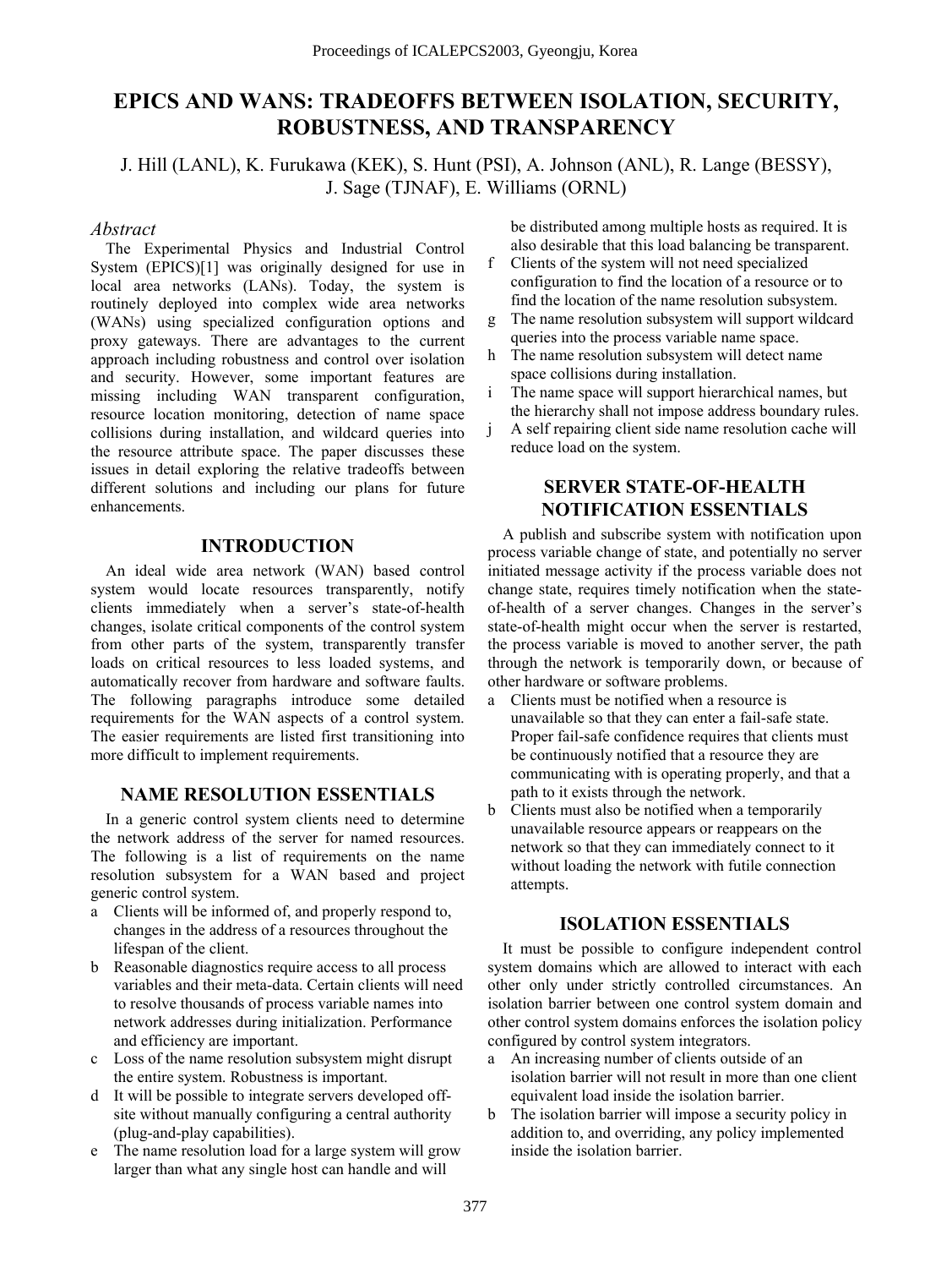# EPICS AND WANS: TRADEOFFS BETWEEN ISOLATION, SECURITY, ROBUSTNESS, AND TRANSPARENCY

J. Hill (LANL), K. Furukawa (KEK), S. Hunt (PSI), A. Johnson (ANL), R. Lange (BESSY), J. Sage (TJNAF), E. Williams (ORNL)

*Abstract*

The Experimental Physics and Industrial Control System (EPICS)[1] was originally designed for use in local area networks (LANs). Today, the system is routinely deployed into complex wide area networks (WANs) using specialized configuration options and proxy gateways. There are advantages to the current approach including robustness and control over isolation and security. However, some important features are missing including WAN transparent configuration, resource location monitoring, detection of name space collisions during installation, and wildcard queries into the resource attribute space. The paper discusses these issues in detail exploring the relative tradeoffs between different solutions and including our plans for future enhancements.

## INTRODUCTION

An ideal wide area network (WAN) based control system would locate resources transparently, notify clients immediately when a server's state-of-health changes, isolate critical components of the control system from other parts of the system, transparently transfer loads on critical resources to less loaded systems, and automatically recover from hardware and software faults. The following paragraphs introduce some detailed requirements for the WAN aspects of a control system. The easier requirements are listed first transitioning into more difficult to implement requirements.

## NAME RESOLUTION ESSENTIALS

In a generic control system clients need to determine the network address of the server for named resources. The following is a list of requirements on the name resolution subsystem for a WAN based and project generic control system.

a. Clients will be informed of, and properly respond to, changes in the address of a resources throughout the lifespan of the client.
b. Reasonable diagnostics require access to all process variables and their meta-data. Certain clients will need to resolve thousands of process variable names into network addresses during initialization. Performance and efficiency are important.
c. Loss of the name resolution subsystem might disrupt the entire system. Robustness is important.
d. It will be possible to integrate servers developed off-site without manually configuring a central authority (plug-and-play capabilities).
e. The name resolution load for a large system will grow larger than what any single host can handle and will be distributed among multiple hosts as required. It is also desirable that this load balancing be transparent.
f. Clients of the system will not need specialized configuration to find the location of a resource or to find the location of the name resolution subsystem.
g. The name resolution subsystem will support wildcard queries into the process variable name space.
h. The name resolution subsystem will detect name space collisions during installation.
i. The name space will support hierarchical names, but the hierarchy shall not impose address boundary rules.
j. A self repairing client side name resolution cache will reduce load on the system.

## SERVER STATE-OF-HEALTH NOTIFICATION ESSENTIALS

A publish and subscribe system with notification upon process variable change of state, and potentially no server initiated message activity if the process variable does not change state, requires timely notification when the state-of-health of a server changes. Changes in the server's state-of-health might occur when the server is restarted, the process variable is moved to another server, the path through the network is temporarily down, or because of other hardware or software problems.

a. Clients must be notified when a resource is unavailable so that they can enter a fail-safe state. Proper fail-safe confidence requires that clients must be continuously notified that a resource they are communicating with is operating properly, and that a path to it exists through the network.
b. Clients must also be notified when a temporarily unavailable resource appears or reappears on the network so that they can immediately connect to it without loading the network with futile connection attempts.

## ISOLATION ESSENTIALS

It must be possible to configure independent control system domains which are allowed to interact with each other only under strictly controlled circumstances. An isolation barrier between one control system domain and other control system domains enforces the isolation policy configured by control system integrators.

a. An increasing number of clients outside of an isolation barrier will not result in more than one client equivalent load inside the isolation barrier.
b. The isolation barrier will impose a security policy in addition to, and overriding, any policy implemented inside the isolation barrier.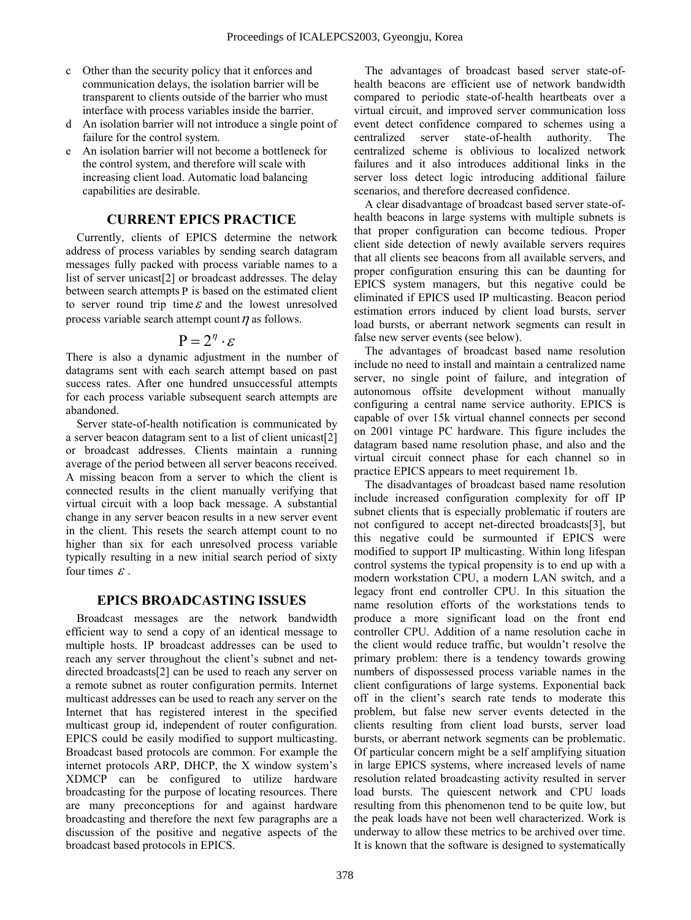c Other than the security policy that it enforces and communication delays, the isolation barrier will be transparent to clients outside of the barrier who must interface with process variables inside the barrier.

d An isolation barrier will not introduce a single point of failure for the control system.

e An isolation barrier will not become a bottleneck for the control system, and therefore will scale with increasing client load. Automatic load balancing capabilities are desirable.

## CURRENT EPICS PRACTICE

Currently, clients of EPICS determine the network address of process variables by sending search datagram messages fully packed with process variable names to a list of server unicast[2] or broadcast addresses. The delay between search attempts $\mathrm{P}$ is based on the estimated client to server round trip time $\varepsilon$ and the lowest unresolved process variable search attempt count $\eta$ as follows.

$$\mathrm{P} = 2^{\eta} \cdot \varepsilon$$

There is also a dynamic adjustment in the number of datagrams sent with each search attempt based on past success rates. After one hundred unsuccessful attempts for each process variable subsequent search attempts are abandoned.

Server state-of-health notification is communicated by a server beacon datagram sent to a list of client unicast[2] or broadcast addresses. Clients maintain a running average of the period between all server beacons received. A missing beacon from a server to which the client is connected results in the client manually verifying that virtual circuit with a loop back message. A substantial change in any server beacon results in a new server event in the client. This resets the search attempt count to no higher than six for each unresolved process variable typically resulting in a new initial search period of sixty four times $\varepsilon$.

## EPICS BROADCASTING ISSUES

Broadcast messages are the network bandwidth efficient way to send a copy of an identical message to multiple hosts. IP broadcast addresses can be used to reach any server throughout the client's subnet and net-directed broadcasts[2] can be used to reach any server on a remote subnet as router configuration permits. Internet multicast addresses can be used to reach any server on the Internet that has registered interest in the specified multicast group id, independent of router configuration. EPICS could be easily modified to support multicasting. Broadcast based protocols are common. For example the internet protocols ARP, DHCP, the X window system's XDMCP can be configured to utilize hardware broadcasting for the purpose of locating resources. There are many preconceptions for and against hardware broadcasting and therefore the next few paragraphs are a discussion of the positive and negative aspects of the broadcast based protocols in EPICS.

The advantages of broadcast based server state-of-health beacons are efficient use of network bandwidth compared to periodic state-of-health heartbeats over a virtual circuit, and improved server communication loss event detect confidence compared to schemes using a centralized server state-of-health authority. The centralized scheme is oblivious to localized network failures and it also introduces additional links in the server loss detect logic introducing additional failure scenarios, and therefore decreased confidence.

A clear disadvantage of broadcast based server state-of-health beacons in large systems with multiple subnets is that proper configuration can become tedious. Proper client side detection of newly available servers requires that all clients see beacons from all available servers, and proper configuration ensuring this can be daunting for EPICS system managers, but this negative could be eliminated if EPICS used IP multicasting. Beacon period estimation errors induced by client load bursts, server load bursts, or aberrant network segments can result in false new server events (see below).

The advantages of broadcast based name resolution include no need to install and maintain a centralized name server, no single point of failure, and integration of autonomous offsite development without manually configuring a central name service authority. EPICS is capable of over 15k virtual channel connects per second on 2001 vintage PC hardware. This figure includes the datagram based name resolution phase, and also and the virtual circuit connect phase for each channel so in practice EPICS appears to meet requirement 1b.

The disadvantages of broadcast based name resolution include increased configuration complexity for off IP subnet clients that is especially problematic if routers are not configured to accept net-directed broadcasts[3], but this negative could be surmounted if EPICS were modified to support IP multicasting. Within long lifespan control systems the typical propensity is to end up with a modern workstation CPU, a modern LAN switch, and a legacy front end controller CPU. In this situation the name resolution efforts of the workstations tends to produce a more significant load on the front end controller CPU. Addition of a name resolution cache in the client would reduce traffic, but wouldn't resolve the primary problem: there is a tendency towards growing numbers of dispossessed process variable names in the client configurations of large systems. Exponential back off in the client's search rate tends to moderate this problem, but false new server events detected in the clients resulting from client load bursts, server load bursts, or aberrant network segments can be problematic. Of particular concern might be a self amplifying situation in large EPICS systems, where increased levels of name resolution related broadcasting activity resulted in server load bursts. The quiescent network and CPU loads resulting from this phenomenon tend to be quite low, but the peak loads have not been well characterized. Work is underway to allow these metrics to be archived over time. It is known that the software is designed to systematically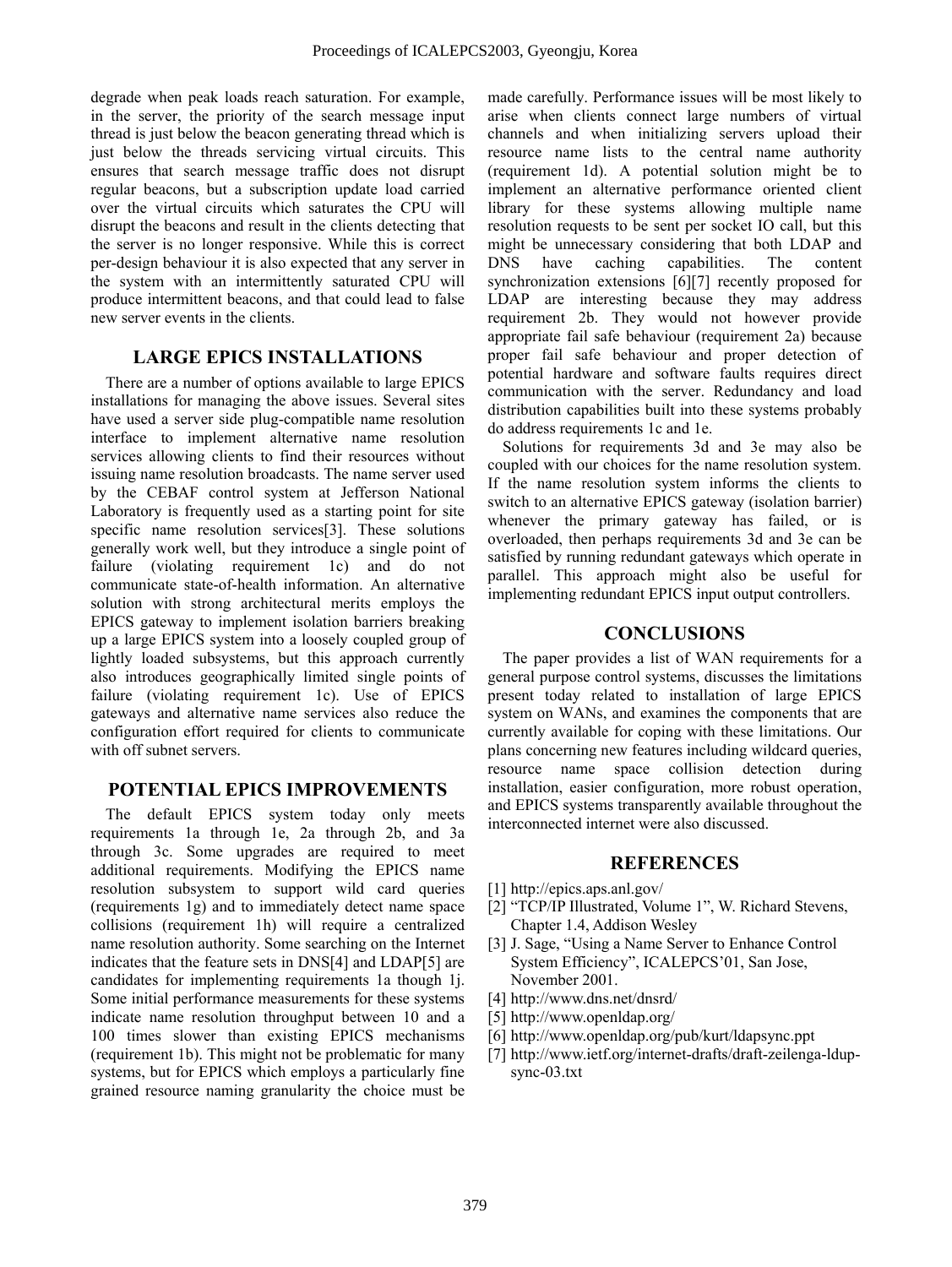degrade when peak loads reach saturation. For example, in the server, the priority of the search message input thread is just below the beacon generating thread which is just below the threads servicing virtual circuits. This ensures that search message traffic does not disrupt regular beacons, but a subscription update load carried over the virtual circuits which saturates the CPU will disrupt the beacons and result in the clients detecting that the server is no longer responsive. While this is correct per-design behaviour it is also expected that any server in the system with an intermittently saturated CPU will produce intermittent beacons, and that could lead to false new server events in the clients.

## LARGE EPICS INSTALLATIONS

There are a number of options available to large EPICS installations for managing the above issues. Several sites have used a server side plug-compatible name resolution interface to implement alternative name resolution services allowing clients to find their resources without issuing name resolution broadcasts. The name server used by the CEBAF control system at Jefferson National Laboratory is frequently used as a starting point for site specific name resolution services[3]. These solutions generally work well, but they introduce a single point of failure (violating requirement 1c) and do not communicate state-of-health information. An alternative solution with strong architectural merits employs the EPICS gateway to implement isolation barriers breaking up a large EPICS system into a loosely coupled group of lightly loaded subsystems, but this approach currently also introduces geographically limited single points of failure (violating requirement 1c). Use of EPICS gateways and alternative name services also reduce the configuration effort required for clients to communicate with off subnet servers.

## POTENTIAL EPICS IMPROVEMENTS

The default EPICS system today only meets requirements 1a through 1e, 2a through 2b, and 3a through 3c. Some upgrades are required to meet additional requirements. Modifying the EPICS name resolution subsystem to support wild card queries (requirements 1g) and to immediately detect name space collisions (requirement 1h) will require a centralized name resolution authority. Some searching on the Internet indicates that the feature sets in DNS[4] and LDAP[5] are candidates for implementing requirements 1a though 1j. Some initial performance measurements for these systems indicate name resolution throughput between 10 and a 100 times slower than existing EPICS mechanisms (requirement 1b). This might not be problematic for many systems, but for EPICS which employs a particularly fine grained resource naming granularity the choice must be made carefully. Performance issues will be most likely to arise when clients connect large numbers of virtual channels and when initializing servers upload their resource name lists to the central name authority (requirement 1d). A potential solution might be to implement an alternative performance oriented client library for these systems allowing multiple name resolution requests to be sent per socket IO call, but this might be unnecessary considering that both LDAP and DNS have caching capabilities. The content synchronization extensions [6][7] recently proposed for LDAP are interesting because they may address requirement 2b. They would not however provide appropriate fail safe behaviour (requirement 2a) because proper fail safe behaviour and proper detection of potential hardware and software faults requires direct communication with the server. Redundancy and load distribution capabilities built into these systems probably do address requirements 1c and 1e.

Solutions for requirements 3d and 3e may also be coupled with our choices for the name resolution system. If the name resolution system informs the clients to switch to an alternative EPICS gateway (isolation barrier) whenever the primary gateway has failed, or is overloaded, then perhaps requirements 3d and 3e can be satisfied by running redundant gateways which operate in parallel. This approach might also be useful for implementing redundant EPICS input output controllers.

## CONCLUSIONS

The paper provides a list of WAN requirements for a general purpose control systems, discusses the limitations present today related to installation of large EPICS system on WANs, and examines the components that are currently available for coping with these limitations. Our plans concerning new features including wildcard queries, resource name space collision detection during installation, easier configuration, more robust operation, and EPICS systems transparently available throughout the interconnected internet were also discussed.

## REFERENCES

[1] http://epics.aps.anl.gov/

[2] "TCP/IP Illustrated, Volume 1", W. Richard Stevens, Chapter 1.4, Addison Wesley

[3] J. Sage, "Using a Name Server to Enhance Control System Efficiency", ICALEPCS'01, San Jose, November 2001.

[4] http://www.dns.net/dnsrd/

[5] http://www.openldap.org/

[6] http://www.openldap.org/pub/kurt/ldapsync.ppt

[7] http://www.ietf.org/internet-drafts/draft-zeilenga-ldup-sync-03.txt